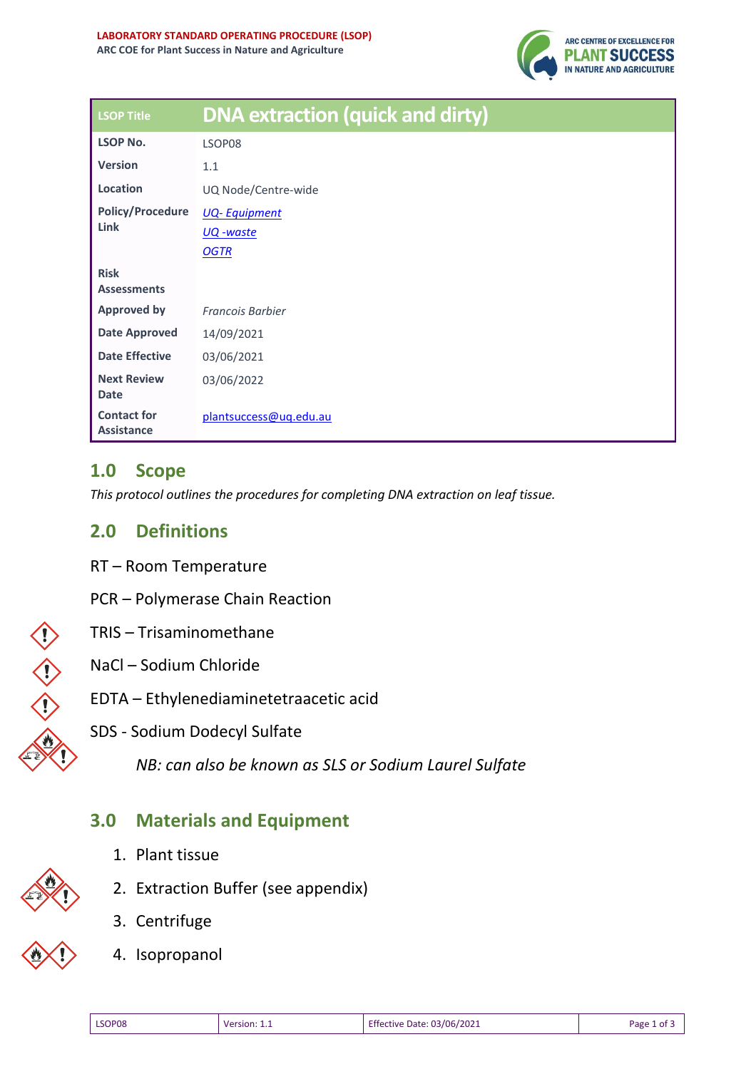**LABORATORY STANDARD OPERATING PROCEDURE (LSOP)**
**ARC COE for Plant Success in Nature and Agriculture**

| LSOP Title | DNA extraction (quick and dirty) |
|---|---|
| **LSOP No.** | LSOP08 |
| **Version** | 1.1 |
| **Location** | UQ Node/Centre-wide |
| **Policy/Procedure Link** | *UQ- Equipment*<br>*UQ -waste*<br>*OGTR* |
| **Risk Assessments** | |
| **Approved by** | *Francois Barbier* |
| **Date Approved** | 14/09/2021 |
| **Date Effective** | 03/06/2021 |
| **Next Review Date** | 03/06/2022 |
| **Contact for Assistance** | plantsuccess@uq.edu.au |

## 1.0 Scope

*This protocol outlines the procedures for completing DNA extraction on leaf tissue.*

## 2.0 Definitions

RT – Room Temperature

PCR – Polymerase Chain Reaction

TRIS – Trisaminomethane

NaCl – Sodium Chloride

EDTA – Ethylenediaminetetraacetic acid

SDS - Sodium Dodecyl Sulfate

*NB: can also be known as SLS or Sodium Laurel Sulfate*

## 3.0 Materials and Equipment

1. Plant tissue
2. Extraction Buffer (see appendix)
3. Centrifuge
4. Isopropanol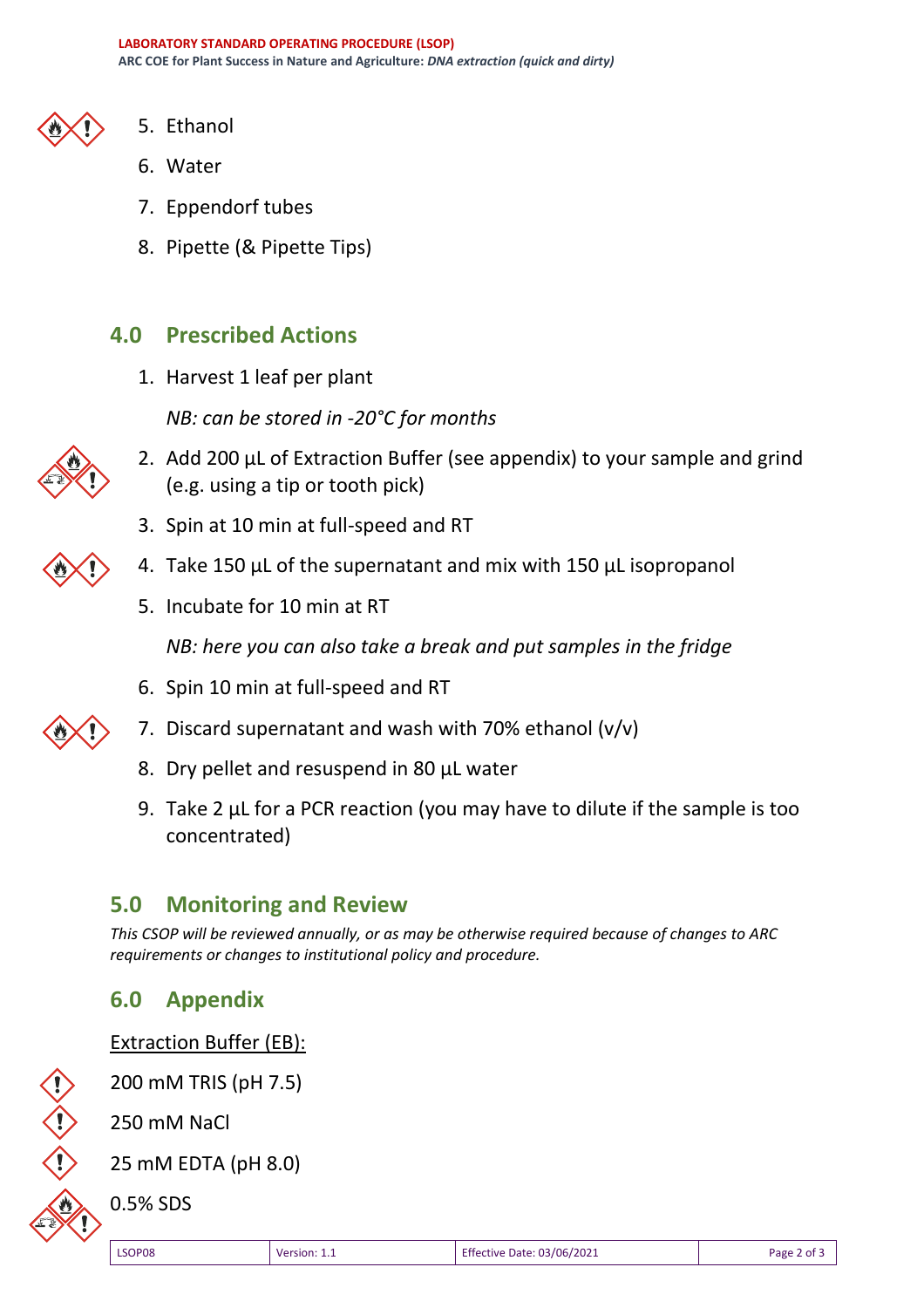5. Ethanol
6. Water
7. Eppendorf tubes
8. Pipette (& Pipette Tips)

## 4.0 Prescribed Actions

1. Harvest 1 leaf per plant

   *NB: can be stored in -20°C for months*

2. Add 200 µL of Extraction Buffer (see appendix) to your sample and grind (e.g. using a tip or tooth pick)
3. Spin at 10 min at full-speed and RT
4. Take 150 µL of the supernatant and mix with 150 µL isopropanol
5. Incubate for 10 min at RT

   *NB: here you can also take a break and put samples in the fridge*

6. Spin 10 min at full-speed and RT
7. Discard supernatant and wash with 70% ethanol (v/v)
8. Dry pellet and resuspend in 80 µL water
9. Take 2 µL for a PCR reaction (you may have to dilute if the sample is too concentrated)

## 5.0 Monitoring and Review

*This CSOP will be reviewed annually, or as may be otherwise required because of changes to ARC requirements or changes to institutional policy and procedure.*

## 6.0 Appendix

<u>Extraction Buffer (EB):</u>

200 mM TRIS (pH 7.5)

250 mM NaCl

25 mM EDTA (pH 8.0)

0.5% SDS